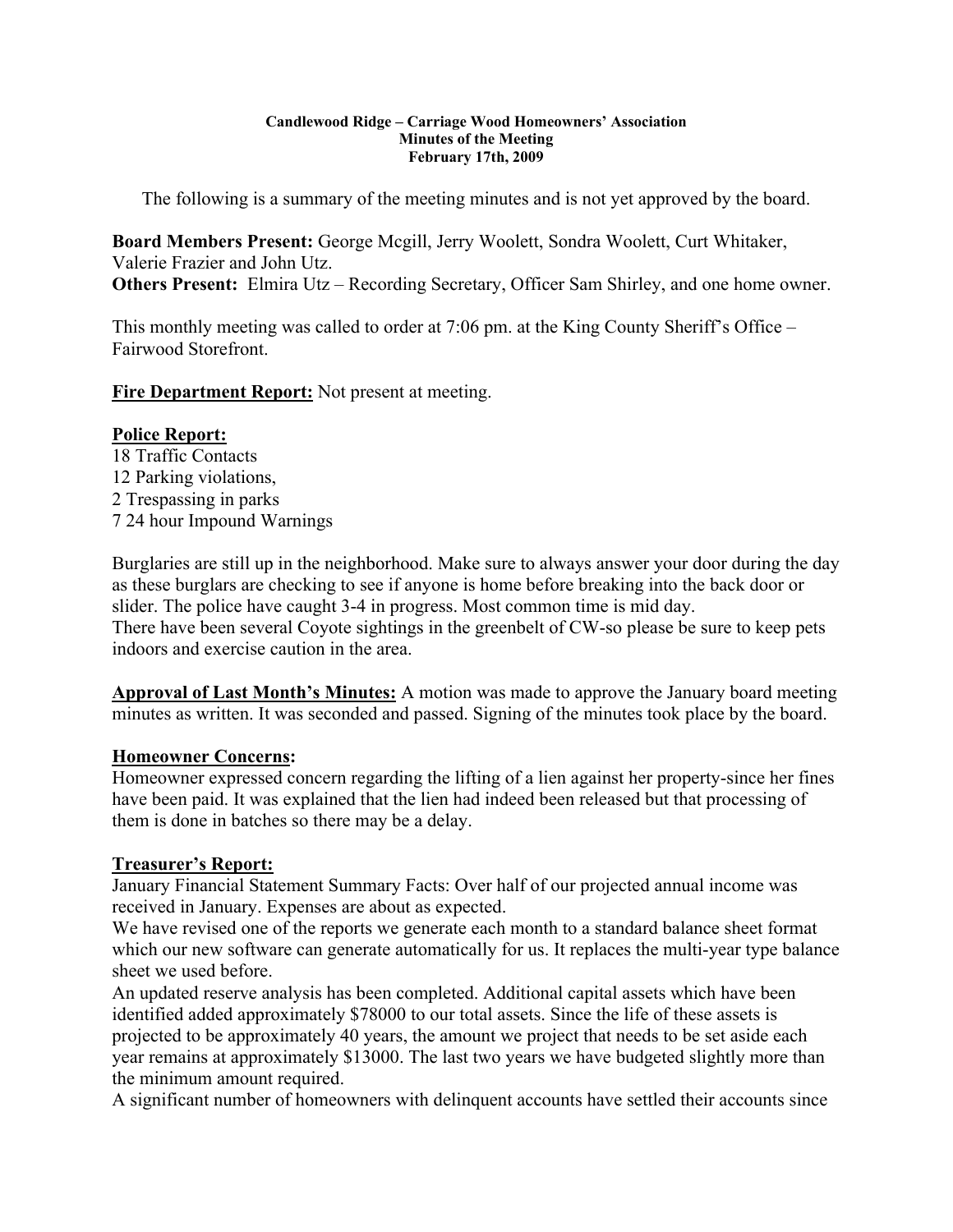**Candlewood Ridge – Carriage Wood Homeowners' Association**
**Minutes of the Meeting**
**February 17th, 2009**

The following is a summary of the meeting minutes and is not yet approved by the board.

**Board Members Present:** George Mcgill, Jerry Woolett, Sondra Woolett, Curt Whitaker, Valerie Frazier and John Utz.
**Others Present:** Elmira Utz – Recording Secretary, Officer Sam Shirley, and one home owner.

This monthly meeting was called to order at 7:06 pm. at the King County Sheriff's Office – Fairwood Storefront.

**Fire Department Report:** Not present at meeting.

**Police Report:**
18 Traffic Contacts
12 Parking violations,
2 Trespassing in parks
7 24 hour Impound Warnings

Burglaries are still up in the neighborhood. Make sure to always answer your door during the day as these burglars are checking to see if anyone is home before breaking into the back door or slider. The police have caught 3-4 in progress. Most common time is mid day.
There have been several Coyote sightings in the greenbelt of CW-so please be sure to keep pets indoors and exercise caution in the area.

**Approval of Last Month's Minutes:** A motion was made to approve the January board meeting minutes as written. It was seconded and passed. Signing of the minutes took place by the board.

**Homeowner Concerns:**
Homeowner expressed concern regarding the lifting of a lien against her property-since her fines have been paid. It was explained that the lien had indeed been released but that processing of them is done in batches so there may be a delay.

**Treasurer's Report:**
January Financial Statement Summary Facts: Over half of our projected annual income was received in January. Expenses are about as expected.
We have revised one of the reports we generate each month to a standard balance sheet format which our new software can generate automatically for us. It replaces the multi-year type balance sheet we used before.
An updated reserve analysis has been completed. Additional capital assets which have been identified added approximately $78000 to our total assets. Since the life of these assets is projected to be approximately 40 years, the amount we project that needs to be set aside each year remains at approximately $13000. The last two years we have budgeted slightly more than the minimum amount required.
A significant number of homeowners with delinquent accounts have settled their accounts since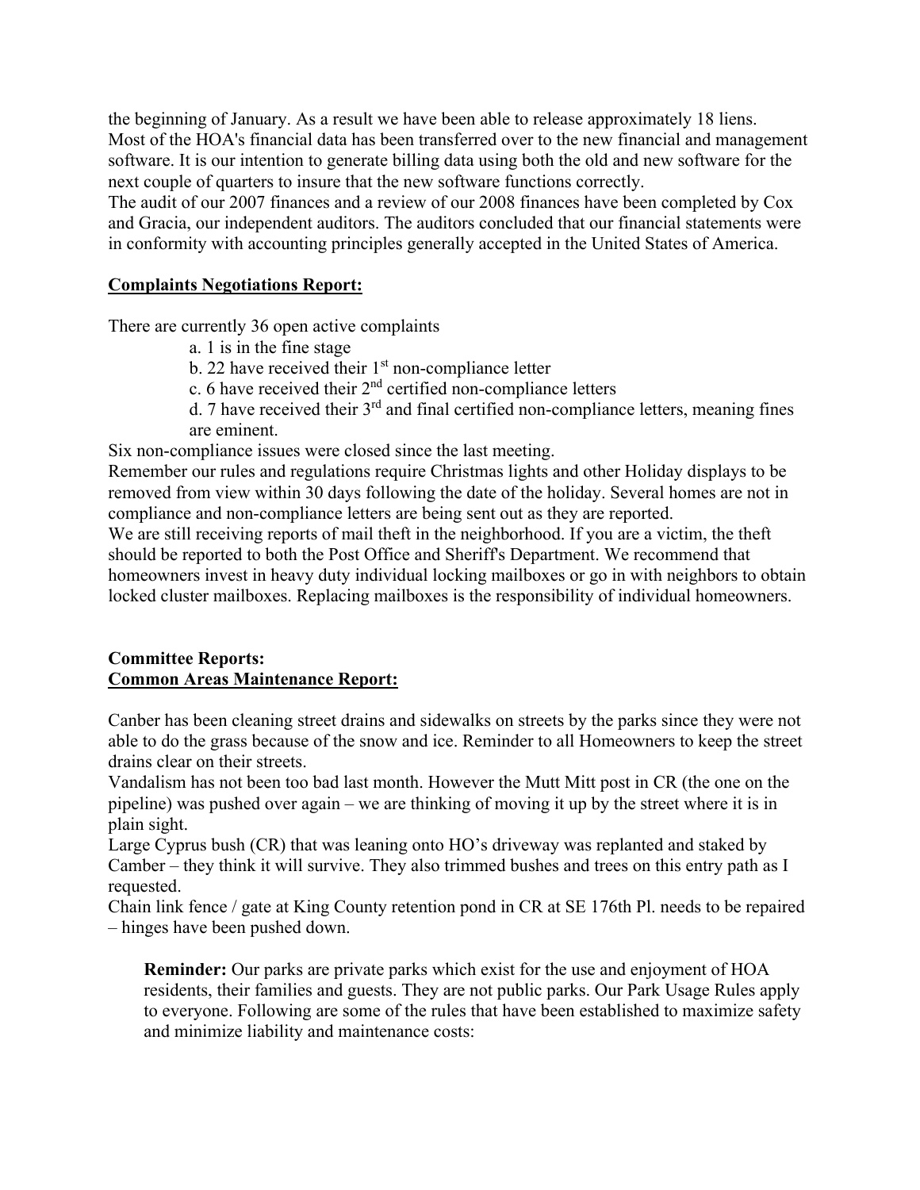the beginning of January. As a result we have been able to release approximately 18 liens.
Most of the HOA's financial data has been transferred over to the new financial and management software. It is our intention to generate billing data using both the old and new software for the next couple of quarters to insure that the new software functions correctly.
The audit of our 2007 finances and a review of our 2008 finances have been completed by Cox and Gracia, our independent auditors. The auditors concluded that our financial statements were in conformity with accounting principles generally accepted in the United States of America.

**Complaints Negotiations Report:**

There are currently 36 open active complaints

a. 1 is in the fine stage
b. 22 have received their 1st non-compliance letter
c. 6 have received their 2nd certified non-compliance letters
d. 7 have received their 3rd and final certified non-compliance letters, meaning fines are eminent.

Six non-compliance issues were closed since the last meeting.
Remember our rules and regulations require Christmas lights and other Holiday displays to be removed from view within 30 days following the date of the holiday. Several homes are not in compliance and non-compliance letters are being sent out as they are reported.
We are still receiving reports of mail theft in the neighborhood. If you are a victim, the theft should be reported to both the Post Office and Sheriff's Department. We recommend that homeowners invest in heavy duty individual locking mailboxes or go in with neighbors to obtain locked cluster mailboxes. Replacing mailboxes is the responsibility of individual homeowners.

**Committee Reports:**
**Common Areas Maintenance Report:**

Canber has been cleaning street drains and sidewalks on streets by the parks since they were not able to do the grass because of the snow and ice. Reminder to all Homeowners to keep the street drains clear on their streets.
Vandalism has not been too bad last month. However the Mutt Mitt post in CR (the one on the pipeline) was pushed over again – we are thinking of moving it up by the street where it is in plain sight.
Large Cyprus bush (CR) that was leaning onto HO's driveway was replanted and staked by Camber – they think it will survive. They also trimmed bushes and trees on this entry path as I requested.
Chain link fence / gate at King County retention pond in CR at SE 176th Pl. needs to be repaired – hinges have been pushed down.

> **Reminder:** Our parks are private parks which exist for the use and enjoyment of HOA residents, their families and guests. They are not public parks. Our Park Usage Rules apply to everyone. Following are some of the rules that have been established to maximize safety and minimize liability and maintenance costs: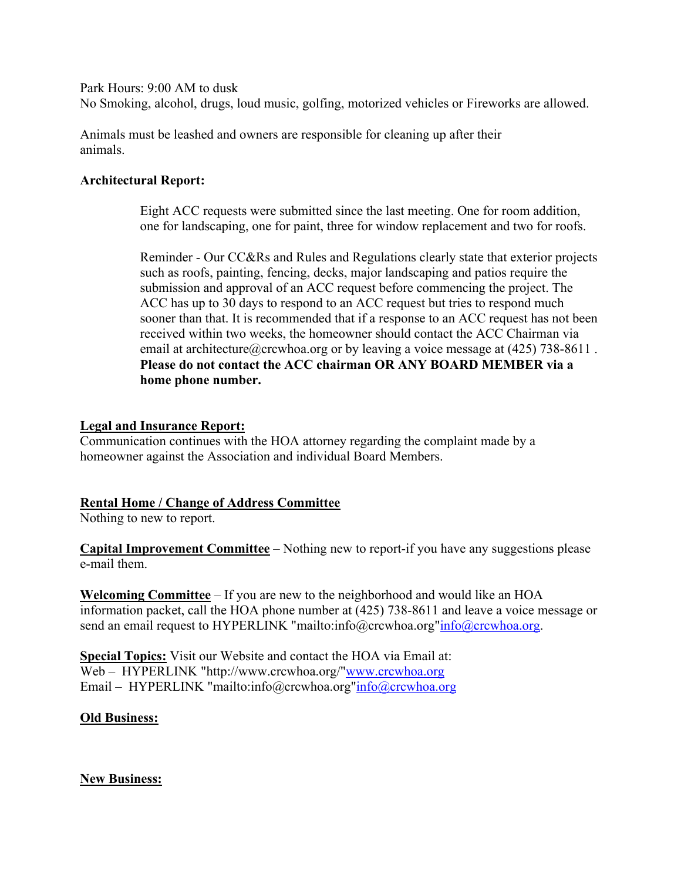Park Hours: 9:00 AM to dusk
No Smoking, alcohol, drugs, loud music, golfing, motorized vehicles or Fireworks are allowed.

Animals must be leashed and owners are responsible for cleaning up after their animals.

**Architectural Report:**

Eight ACC requests were submitted since the last meeting. One for room addition, one for landscaping, one for paint, three for window replacement and two for roofs.

Reminder - Our CC&Rs and Rules and Regulations clearly state that exterior projects such as roofs, painting, fencing, decks, major landscaping and patios require the submission and approval of an ACC request before commencing the project. The ACC has up to 30 days to respond to an ACC request but tries to respond much sooner than that. It is recommended that if a response to an ACC request has not been received within two weeks, the homeowner should contact the ACC Chairman via email at architecture@crcwhoa.org or by leaving a voice message at (425) 738-8611 . **Please do not contact the ACC chairman OR ANY BOARD MEMBER via a home phone number.**

**Legal and Insurance Report:**
Communication continues with the HOA attorney regarding the complaint made by a homeowner against the Association and individual Board Members.

**Rental Home / Change of Address Committee**
Nothing to new to report.

**Capital Improvement Committee** – Nothing new to report-if you have any suggestions please e-mail them.

**Welcoming Committee** – If you are new to the neighborhood and would like an HOA information packet, call the HOA phone number at (425) 738-8611 and leave a voice message or send an email request to HYPERLINK "mailto:info@crcwhoa.org"info@crcwhoa.org.

**Special Topics:** Visit our Website and contact the HOA via Email at:
Web – HYPERLINK "http://www.crcwhoa.org/"www.crcwhoa.org
Email – HYPERLINK "mailto:info@crcwhoa.org"info@crcwhoa.org

**Old Business:**

**New Business:**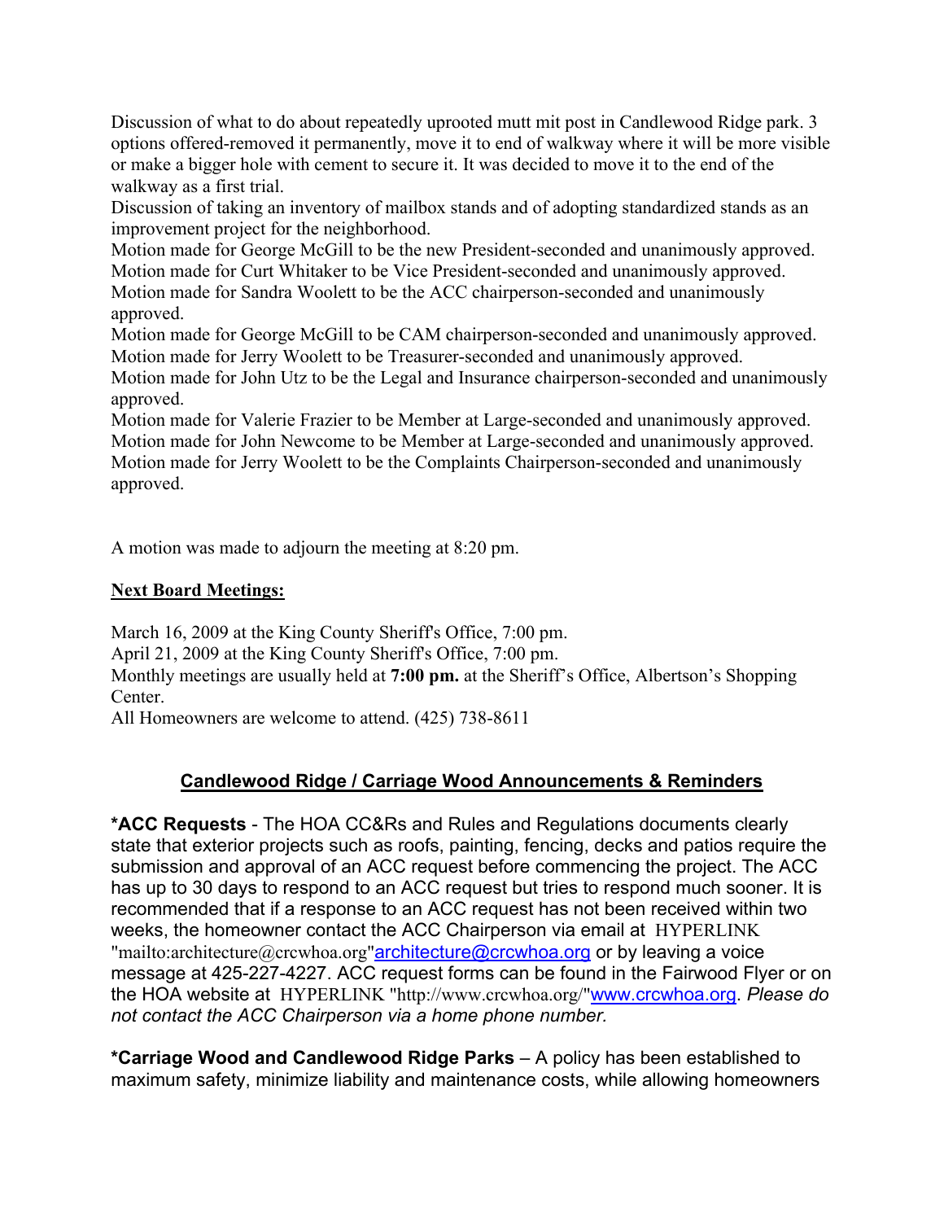Discussion of what to do about repeatedly uprooted mutt mit post in Candlewood Ridge park. 3 options offered-removed it permanently, move it to end of walkway where it will be more visible or make a bigger hole with cement to secure it. It was decided to move it to the end of the walkway as a first trial.

Discussion of taking an inventory of mailbox stands and of adopting standardized stands as an improvement project for the neighborhood.

Motion made for George McGill to be the new President-seconded and unanimously approved.

Motion made for Curt Whitaker to be Vice President-seconded and unanimously approved.

Motion made for Sandra Woolett to be the ACC chairperson-seconded and unanimously approved.

Motion made for George McGill to be CAM chairperson-seconded and unanimously approved.

Motion made for Jerry Woolett to be Treasurer-seconded and unanimously approved.

Motion made for John Utz to be the Legal and Insurance chairperson-seconded and unanimously approved.

Motion made for Valerie Frazier to be Member at Large-seconded and unanimously approved.

Motion made for John Newcome to be Member at Large-seconded and unanimously approved.

Motion made for Jerry Woolett to be the Complaints Chairperson-seconded and unanimously approved.

A motion was made to adjourn the meeting at 8:20 pm.

**Next Board Meetings:**

March 16, 2009 at the King County Sheriff's Office, 7:00 pm.

April 21, 2009 at the King County Sheriff's Office, 7:00 pm.

Monthly meetings are usually held at **7:00 pm.** at the Sheriff's Office, Albertson's Shopping Center.

All Homeowners are welcome to attend. (425) 738-8611

## Candlewood Ridge / Carriage Wood Announcements & Reminders

***ACC Requests** - The HOA CC&Rs and Rules and Regulations documents clearly state that exterior projects such as roofs, painting, fencing, decks and patios require the submission and approval of an ACC request before commencing the project. The ACC has up to 30 days to respond to an ACC request but tries to respond much sooner. It is recommended that if a response to an ACC request has not been received within two weeks, the homeowner contact the ACC Chairperson via email at HYPERLINK "mailto:architecture@crcwhoa.org"architecture@crcwhoa.org or by leaving a voice message at 425-227-4227. ACC request forms can be found in the Fairwood Flyer or on the HOA website at HYPERLINK "http://www.crcwhoa.org/"www.crcwhoa.org. *Please do not contact the ACC Chairperson via a home phone number.*

***Carriage Wood and Candlewood Ridge Parks** – A policy has been established to maximum safety, minimize liability and maintenance costs, while allowing homeowners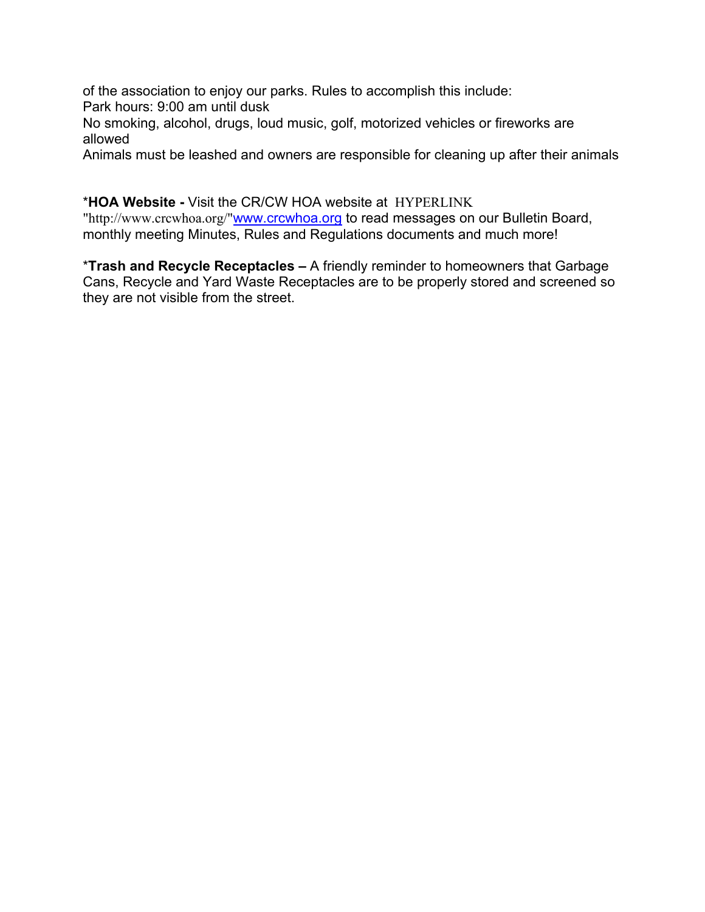of the association to enjoy our parks. Rules to accomplish this include:
Park hours: 9:00 am until dusk
No smoking, alcohol, drugs, loud music, golf, motorized vehicles or fireworks are allowed
Animals must be leashed and owners are responsible for cleaning up after their animals

***HOA Website -** Visit the CR/CW HOA website at HYPERLINK "http://www.crcwhoa.org/"www.crcwhoa.org to read messages on our Bulletin Board, monthly meeting Minutes, Rules and Regulations documents and much more!

***Trash and Recycle Receptacles –** A friendly reminder to homeowners that Garbage Cans, Recycle and Yard Waste Receptacles are to be properly stored and screened so they are not visible from the street.